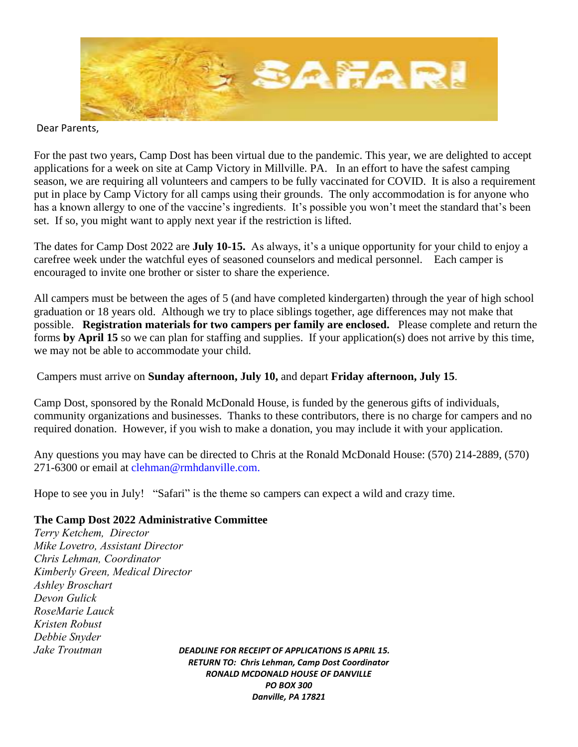Dear Parents,

For the past two years, Camp Dost has been virtual due to the pandemic. This year, we are delighted to accept applications for a week on site at Camp Victory in Millville. PA. In an effort to have the safest camping season, we are requiring all volunteers and campers to be fully vaccinated for COVID. It is also a requirement put in place by Camp Victory for all camps using their grounds. The only accommodation is for anyone who has a known allergy to one of the vaccine's ingredients. It's possible you won't meet the standard that's been set. If so, you might want to apply next year if the restriction is lifted.

The dates for Camp Dost 2022 are **July 10-15.** As always, it's a unique opportunity for your child to enjoy a carefree week under the watchful eyes of seasoned counselors and medical personnel. Each camper is encouraged to invite one brother or sister to share the experience.

All campers must be between the ages of 5 (and have completed kindergarten) through the year of high school graduation or 18 years old. Although we try to place siblings together, age differences may not make that possible. **Registration materials for two campers per family are enclosed.** Please complete and return the forms **by April 15** so we can plan for staffing and supplies. If your application(s) does not arrive by this time, we may not be able to accommodate your child.

Campers must arrive on **Sunday afternoon, July 10,** and depart **Friday afternoon, July 15**.

Camp Dost, sponsored by the Ronald McDonald House, is funded by the generous gifts of individuals, community organizations and businesses. Thanks to these contributors, there is no charge for campers and no required donation. However, if you wish to make a donation, you may include it with your application.

Any questions you may have can be directed to Chris at the Ronald McDonald House: (570) 214-2889, (570) 271-6300 or email at clehman@rmhdanville.com.

Hope to see you in July! "Safari" is the theme so campers can expect a wild and crazy time.

**The Camp Dost 2022 Administrative Committee**
*Terry Ketchem, Director*
*Mike Lovetro, Assistant Director*
*Chris Lehman, Coordinator*
*Kimberly Green, Medical Director*
*Ashley Broschart*
*Devon Gulick*
*RoseMarie Lauck*
*Kristen Robust*
*Debbie Snyder*
*Jake Troutman*

***DEADLINE FOR RECEIPT OF APPLICATIONS IS APRIL 15.***
***RETURN TO: Chris Lehman, Camp Dost Coordinator***
***RONALD MCDONALD HOUSE OF DANVILLE***
***PO BOX 300***
***Danville, PA 17821***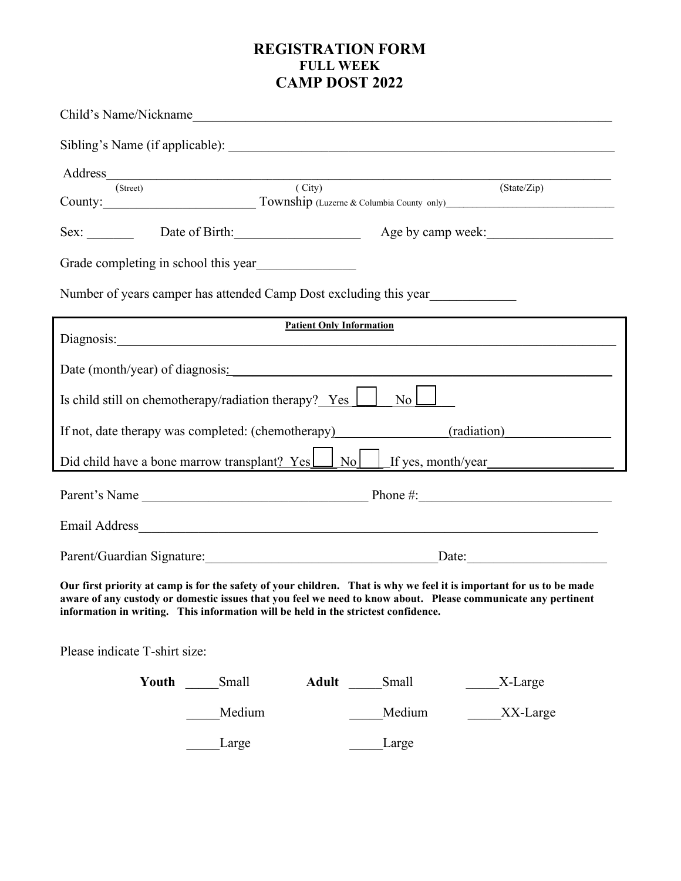# REGISTRATION FORM
## FULL WEEK
## CAMP DOST 2022

Child's Name/Nickname_______________________________________________

Sibling's Name (if applicable): _______________________________________________

Address_______________________________________________
(Street) ( City) (State/Zip)

County:______________________ Township (Luzerne & Columbia County only)______________________

Sex: _______ Date of Birth:__________________ Age by camp week:__________________

Grade completing in school this year_______________

Number of years camper has attended Camp Dost excluding this year____________

**Patient Only Information**

Diagnosis:_______________________________________________

Date (month/year) of diagnosis:_______________________________________________

Is child still on chemotherapy/radiation therapy? Yes ☐ No ☐

If not, date therapy was completed: (chemotherapy)________________(radiation)________________

Did child have a bone marrow transplant? Yes ☐ No ☐ If yes, month/year__________________

Parent's Name _________________________________ Phone #:____________________________

Email Address_______________________________________________

Parent/Guardian Signature:___________________________________Date:_____________________

**Our first priority at camp is for the safety of your children. That is why we feel it is important for us to be made aware of any custody or domestic issues that you feel we need to know about. Please communicate any pertinent information in writing. This information will be held in the strictest confidence.**

Please indicate T-shirt size:

**Youth** _____Small **Adult** _____Small _____X-Large

_____Medium _____Medium _____XX-Large

_____Large _____Large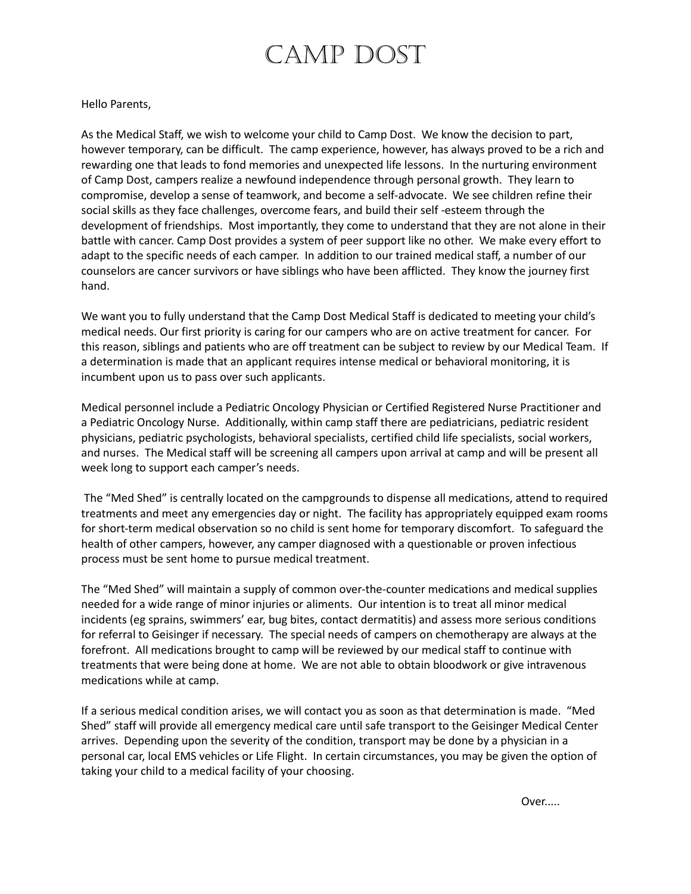# Camp Dost

Hello Parents,

As the Medical Staff, we wish to welcome your child to Camp Dost. We know the decision to part, however temporary, can be difficult. The camp experience, however, has always proved to be a rich and rewarding one that leads to fond memories and unexpected life lessons. In the nurturing environment of Camp Dost, campers realize a newfound independence through personal growth. They learn to compromise, develop a sense of teamwork, and become a self-advocate. We see children refine their social skills as they face challenges, overcome fears, and build their self -esteem through the development of friendships. Most importantly, they come to understand that they are not alone in their battle with cancer. Camp Dost provides a system of peer support like no other. We make every effort to adapt to the specific needs of each camper. In addition to our trained medical staff, a number of our counselors are cancer survivors or have siblings who have been afflicted. They know the journey first hand.

We want you to fully understand that the Camp Dost Medical Staff is dedicated to meeting your child's medical needs. Our first priority is caring for our campers who are on active treatment for cancer. For this reason, siblings and patients who are off treatment can be subject to review by our Medical Team. If a determination is made that an applicant requires intense medical or behavioral monitoring, it is incumbent upon us to pass over such applicants.

Medical personnel include a Pediatric Oncology Physician or Certified Registered Nurse Practitioner and a Pediatric Oncology Nurse. Additionally, within camp staff there are pediatricians, pediatric resident physicians, pediatric psychologists, behavioral specialists, certified child life specialists, social workers, and nurses. The Medical staff will be screening all campers upon arrival at camp and will be present all week long to support each camper's needs.

The "Med Shed" is centrally located on the campgrounds to dispense all medications, attend to required treatments and meet any emergencies day or night. The facility has appropriately equipped exam rooms for short-term medical observation so no child is sent home for temporary discomfort. To safeguard the health of other campers, however, any camper diagnosed with a questionable or proven infectious process must be sent home to pursue medical treatment.

The "Med Shed" will maintain a supply of common over-the-counter medications and medical supplies needed for a wide range of minor injuries or aliments. Our intention is to treat all minor medical incidents (eg sprains, swimmers' ear, bug bites, contact dermatitis) and assess more serious conditions for referral to Geisinger if necessary. The special needs of campers on chemotherapy are always at the forefront. All medications brought to camp will be reviewed by our medical staff to continue with treatments that were being done at home. We are not able to obtain bloodwork or give intravenous medications while at camp.

If a serious medical condition arises, we will contact you as soon as that determination is made. "Med Shed" staff will provide all emergency medical care until safe transport to the Geisinger Medical Center arrives. Depending upon the severity of the condition, transport may be done by a physician in a personal car, local EMS vehicles or Life Flight. In certain circumstances, you may be given the option of taking your child to a medical facility of your choosing.

Over.....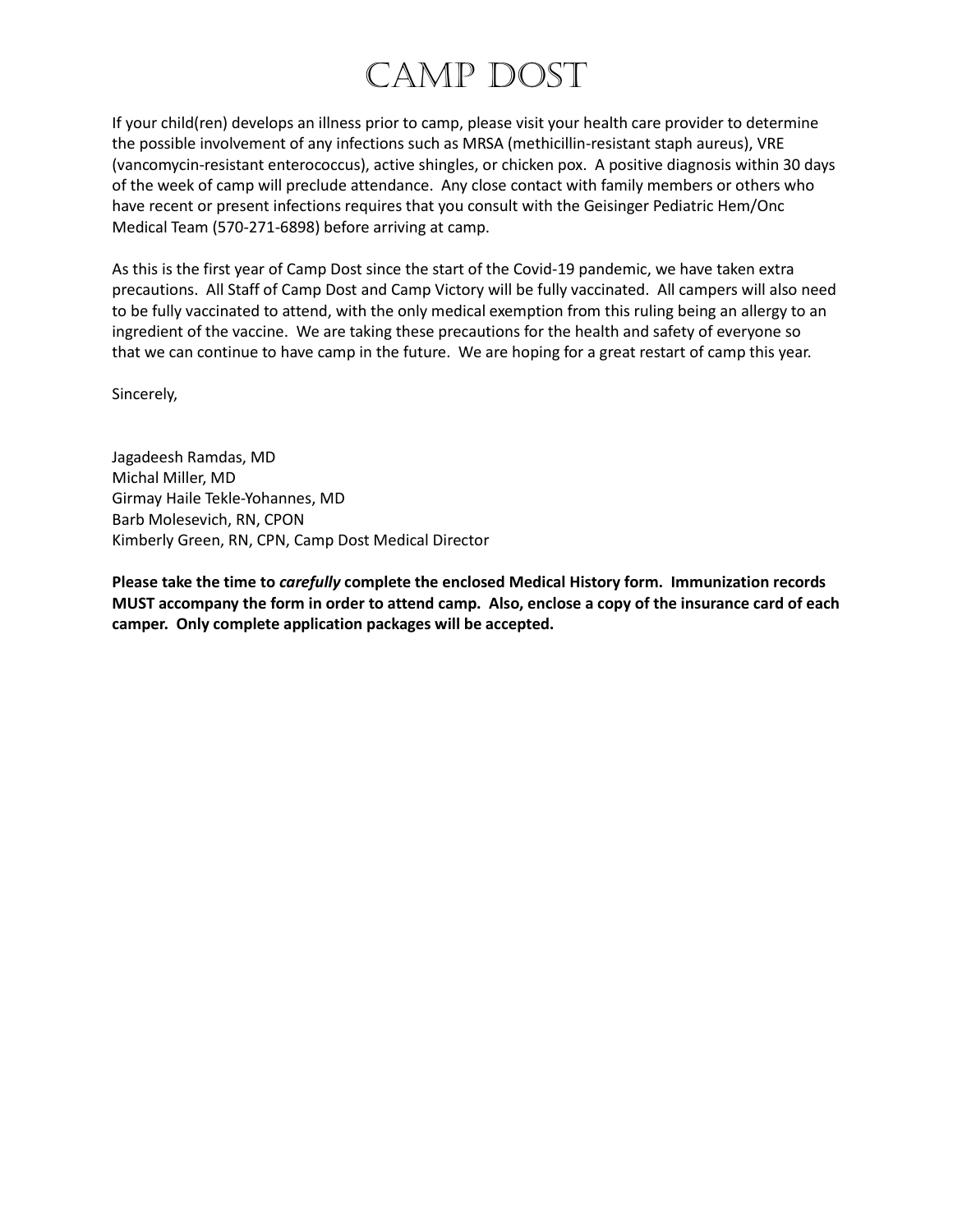# Camp Dost

If your child(ren) develops an illness prior to camp, please visit your health care provider to determine the possible involvement of any infections such as MRSA (methicillin-resistant staph aureus), VRE (vancomycin-resistant enterococcus), active shingles, or chicken pox. A positive diagnosis within 30 days of the week of camp will preclude attendance. Any close contact with family members or others who have recent or present infections requires that you consult with the Geisinger Pediatric Hem/Onc Medical Team (570-271-6898) before arriving at camp.

As this is the first year of Camp Dost since the start of the Covid-19 pandemic, we have taken extra precautions. All Staff of Camp Dost and Camp Victory will be fully vaccinated. All campers will also need to be fully vaccinated to attend, with the only medical exemption from this ruling being an allergy to an ingredient of the vaccine. We are taking these precautions for the health and safety of everyone so that we can continue to have camp in the future. We are hoping for a great restart of camp this year.

Sincerely,

Jagadeesh Ramdas, MD
Michal Miller, MD
Girmay Haile Tekle-Yohannes, MD
Barb Molesevich, RN, CPON
Kimberly Green, RN, CPN, Camp Dost Medical Director

**Please take the time to *carefully* complete the enclosed Medical History form. Immunization records MUST accompany the form in order to attend camp. Also, enclose a copy of the insurance card of each camper. Only complete application packages will be accepted.**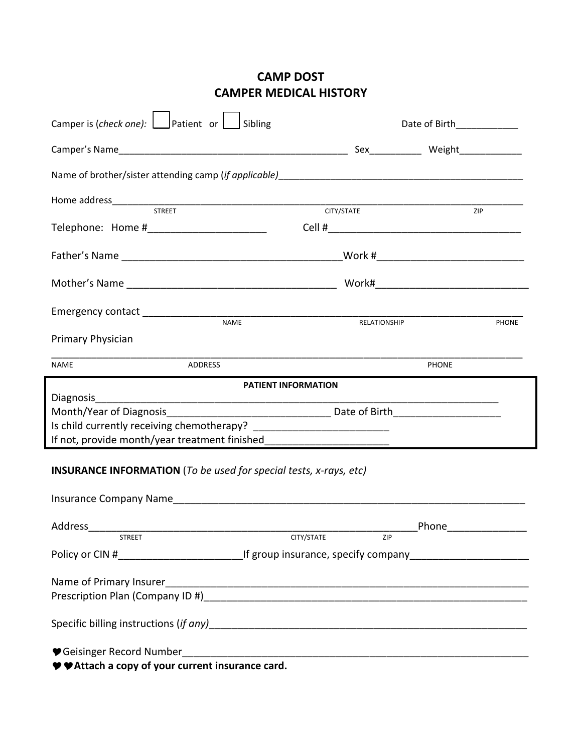# CAMP DOST
# CAMPER MEDICAL HISTORY

Camper is (*check one*): ☐ Patient or ☐ Sibling Date of Birth____________

Camper's Name____________________________________________ Sex__________ Weight____________

Name of brother/sister attending camp (*if applicable*)______________________________________________

Home address_______________________________________________________________________________
STREET CITY/STATE ZIP

Telephone: Home #_____________________ Cell #___________________________________

Father's Name _______________________________________Work #_________________________

Mother's Name _____________________________________ Work#__________________________

Emergency contact ___________________________________________________________________
NAME RELATIONSHIP PHONE

Primary Physician

_______________________________________________________________________________________
NAME ADDRESS PHONE

**PATIENT INFORMATION**

Diagnosis__________________________________________________________________________

Month/Year of Diagnosis_____________________________ Date of Birth___________________

Is child currently receiving chemotherapy? ________________________

If not, provide month/year treatment finished______________________

**INSURANCE INFORMATION** (*To be used for special tests, x-rays, etc*)

Insurance Company Name_________________________________________________________________

Address___________________________________________________________Phone______________
STREET CITY/STATE ZIP

Policy or CIN #______________________If group insurance, specify company_____________________

Name of Primary Insurer__________________________________________________________________

Prescription Plan (Company ID #)___________________________________________________________

Specific billing instructions (*if any*)__________________________________________________________

♥Geisinger Record Number________________________________________________________________

♥♥**Attach a copy of your current insurance card.**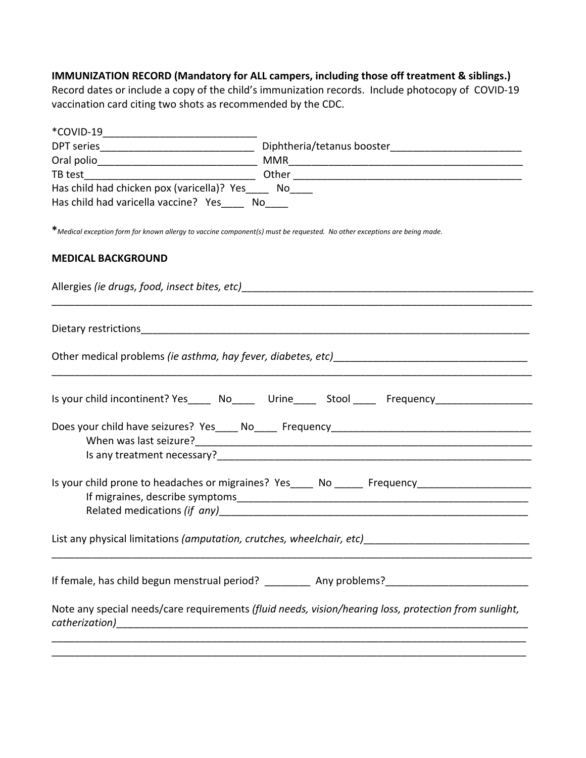**IMMUNIZATION RECORD (Mandatory for ALL campers, including those off treatment & siblings.)**
Record dates or include a copy of the child's immunization records. Include photocopy of COVID-19 vaccination card citing two shots as recommended by the CDC.

*COVID-19___________________________

DPT series___________________________ Diphtheria/tetanus booster_______________________

Oral polio____________________________ MMR_________________________________________

TB test_______________________________ Other ________________________________________

Has child had chicken pox (varicella)? Yes____ No____

Has child had varicella vaccine? Yes____ No____

**\***_Medical exception form for known allergy to vaccine component(s) must be requested. No other exceptions are being made._

**MEDICAL BACKGROUND**

Allergies _(ie drugs, food, insect bites, etc)______________________________________________________
___________________________________________________________________________________

Dietary restrictions_______________________________________________________________________

Other medical problems _(ie asthma, hay fever, diabetes, etc)_________________________________
___________________________________________________________________________________

Is your child incontinent? Yes____ No____ Urine____ Stool ____ Frequency_________________

Does your child have seizures? Yes____ No____ Frequency__________________________________

When was last seizure?_____________________________________________________________

Is any treatment necessary?_________________________________________________________

Is your child prone to headaches or migraines? Yes____ No _____ Frequency___________________

If migraines, describe symptoms_____________________________________________________

Related medications _(if any)_________________________________________________________

List any physical limitations _(amputation, crutches, wheelchair, etc)____________________________
___________________________________________________________________________________

If female, has child begun menstrual period? ________ Any problems?________________________

Note any special needs/care requirements _(fluid needs, vision/hearing loss, protection from sunlight, catherization)_______________________________________________________________________
___________________________________________________________________________________
___________________________________________________________________________________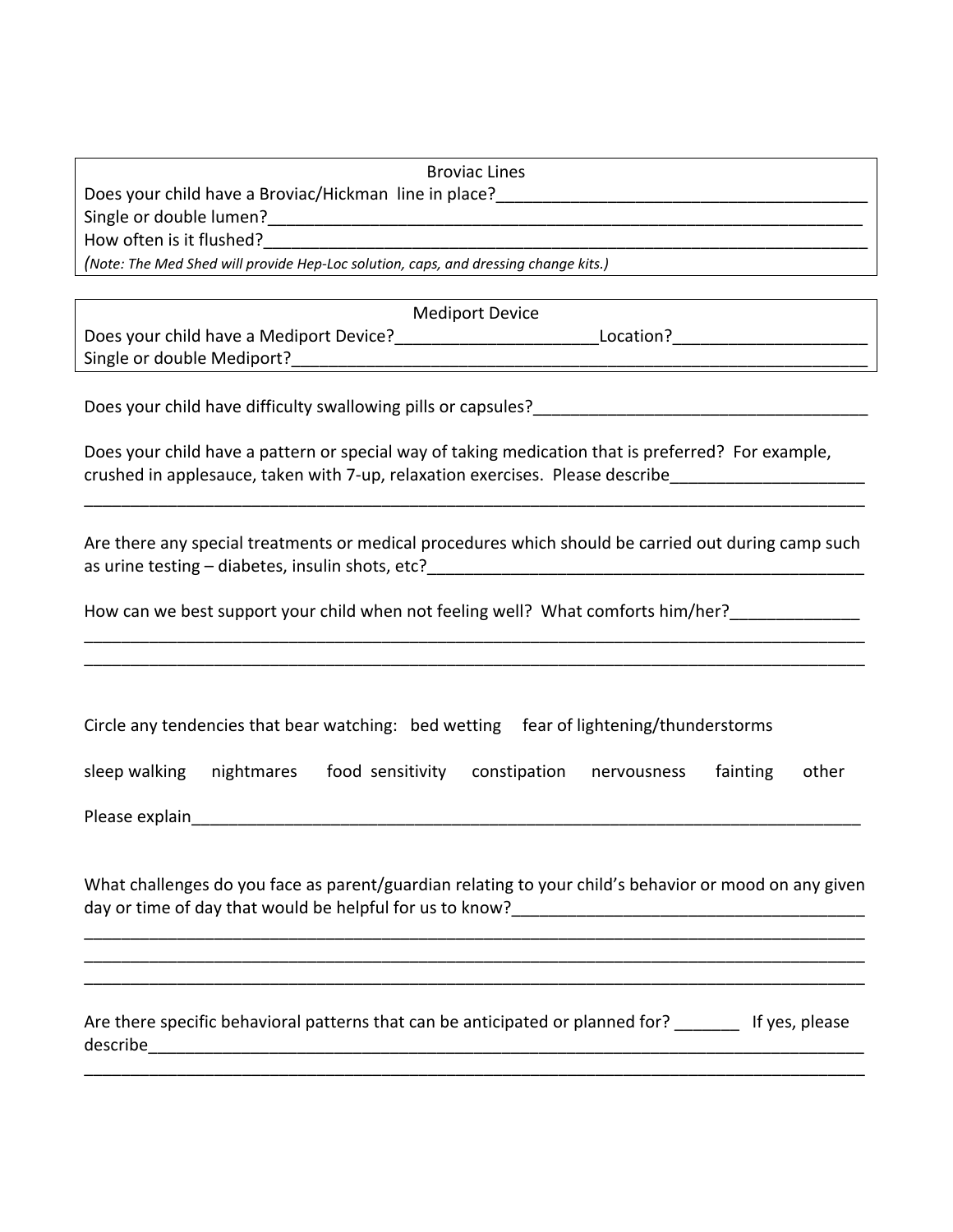**Broviac Lines**

Does your child have a Broviac/Hickman line in place?_________________________________________

Single or double lumen?_________________________________________________________________

How often is it flushed?_________________________________________________________________

*(Note: The Med Shed will provide Hep-Loc solution, caps, and dressing change kits.)*

**Mediport Device**

Does your child have a Mediport Device?______________________Location?_____________________

Single or double Mediport?_______________________________________________________________

Does your child have difficulty swallowing pills or capsules?____________________________________

Does your child have a pattern or special way of taking medication that is preferred? For example, crushed in applesauce, taken with 7-up, relaxation exercises. Please describe_____________________

_____________________________________________________________________________________

Are there any special treatments or medical procedures which should be carried out during camp such as urine testing – diabetes, insulin shots, etc?__________________________________________________

How can we best support your child when not feeling well? What comforts him/her?______________

_____________________________________________________________________________________

_____________________________________________________________________________________

Circle any tendencies that bear watching: bed wetting fear of lightening/thunderstorms

sleep walking nightmares food sensitivity constipation nervousness fainting other

Please explain___________________________________________________________________________

What challenges do you face as parent/guardian relating to your child's behavior or mood on any given day or time of day that would be helpful for us to know?______________________________________

_____________________________________________________________________________________

_____________________________________________________________________________________

_____________________________________________________________________________________

Are there specific behavioral patterns that can be anticipated or planned for? _______ If yes, please describe_______________________________________________________________________________

_____________________________________________________________________________________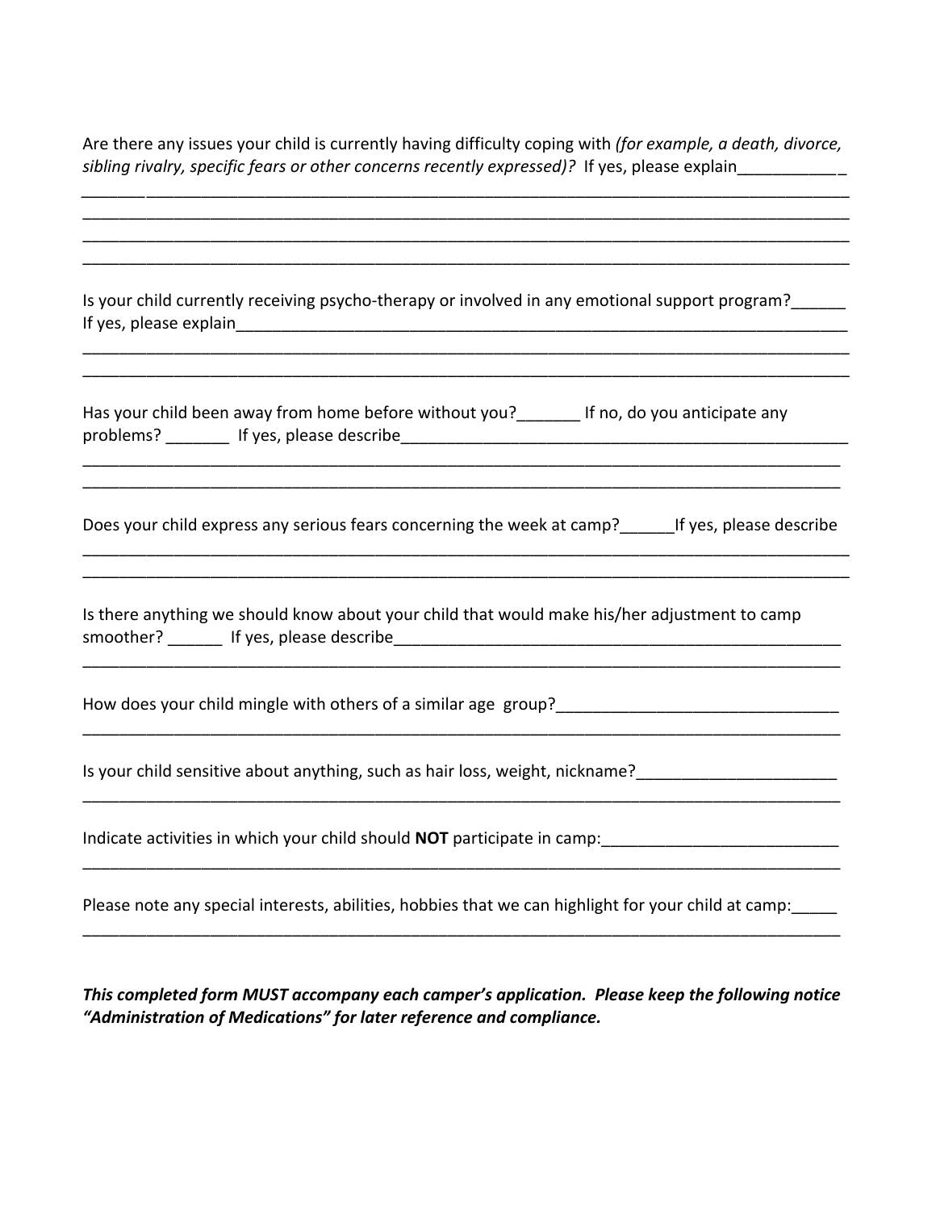Are there any issues your child is currently having difficulty coping with *(for example, a death, divorce, sibling rivalry, specific fears or other concerns recently expressed)?* If yes, please explain____________

____________________________________________________________________________________

____________________________________________________________________________________

____________________________________________________________________________________

____________________________________________________________________________________

Is your child currently receiving psycho-therapy or involved in any emotional support program?______
If yes, please explain__________________________________________________________________________

____________________________________________________________________________________

____________________________________________________________________________________

Has your child been away from home before without you?_______ If no, do you anticipate any problems? _______ If yes, please describe_____________________________________________________

____________________________________________________________________________________

____________________________________________________________________________________

Does your child express any serious fears concerning the week at camp?______If yes, please describe

____________________________________________________________________________________

____________________________________________________________________________________

Is there anything we should know about your child that would make his/her adjustment to camp smoother? ______ If yes, please describe___________________________________________________

____________________________________________________________________________________

How does your child mingle with others of a similar age group?_______________________________

____________________________________________________________________________________

Is your child sensitive about anything, such as hair loss, weight, nickname?______________________

____________________________________________________________________________________

Indicate activities in which your child should **NOT** participate in camp:__________________________

____________________________________________________________________________________

Please note any special interests, abilities, hobbies that we can highlight for your child at camp:_____

____________________________________________________________________________________

***This completed form MUST accompany each camper's application. Please keep the following notice "Administration of Medications" for later reference and compliance.***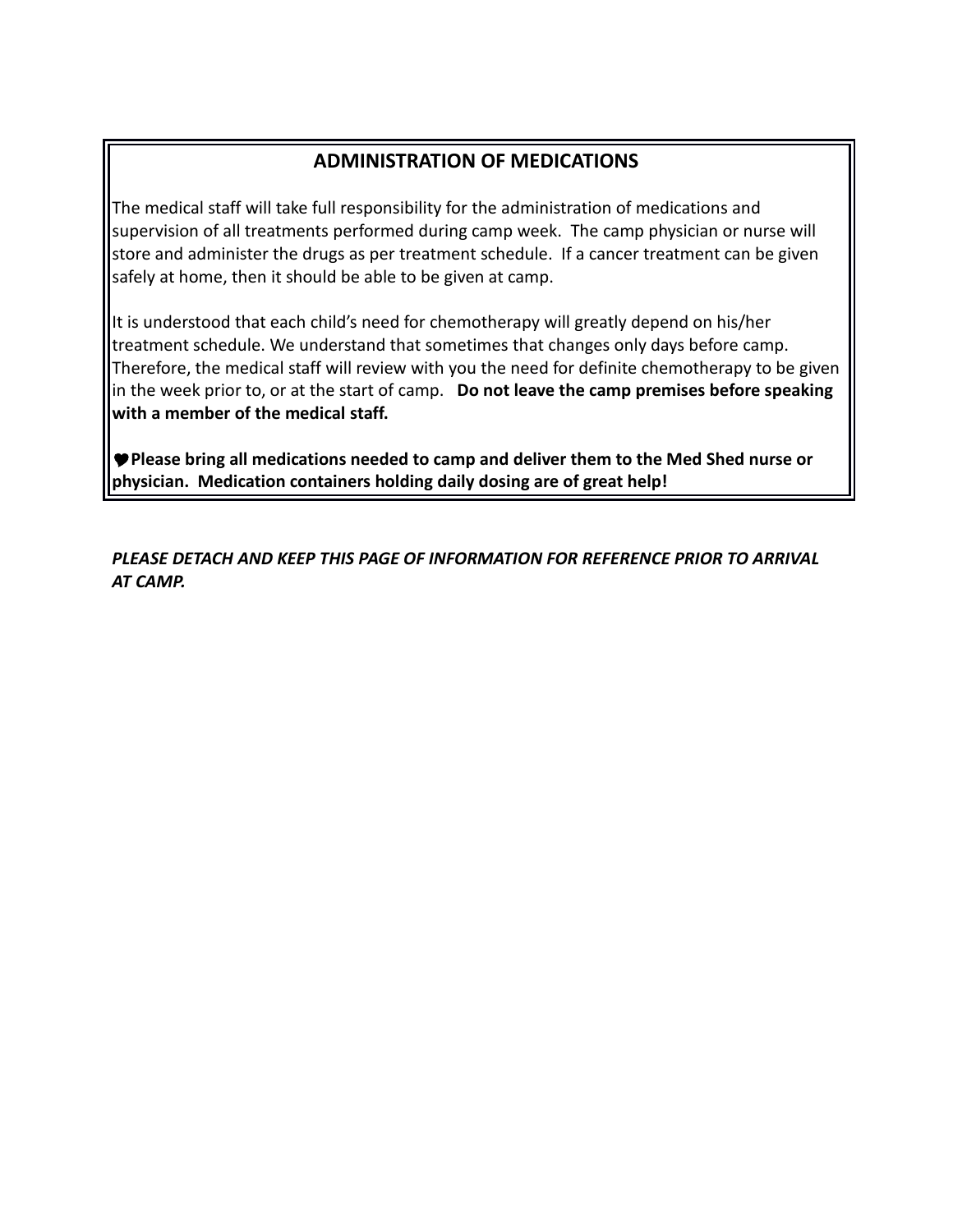## ADMINISTRATION OF MEDICATIONS

The medical staff will take full responsibility for the administration of medications and supervision of all treatments performed during camp week. The camp physician or nurse will store and administer the drugs as per treatment schedule. If a cancer treatment can be given safely at home, then it should be able to be given at camp.

It is understood that each child's need for chemotherapy will greatly depend on his/her treatment schedule. We understand that sometimes that changes only days before camp. Therefore, the medical staff will review with you the need for definite chemotherapy to be given in the week prior to, or at the start of camp. **Do not leave the camp premises before speaking with a member of the medical staff.**

♥ **Please bring all medications needed to camp and deliver them to the Med Shed nurse or physician. Medication containers holding daily dosing are of great help!**

***PLEASE DETACH AND KEEP THIS PAGE OF INFORMATION FOR REFERENCE PRIOR TO ARRIVAL AT CAMP.***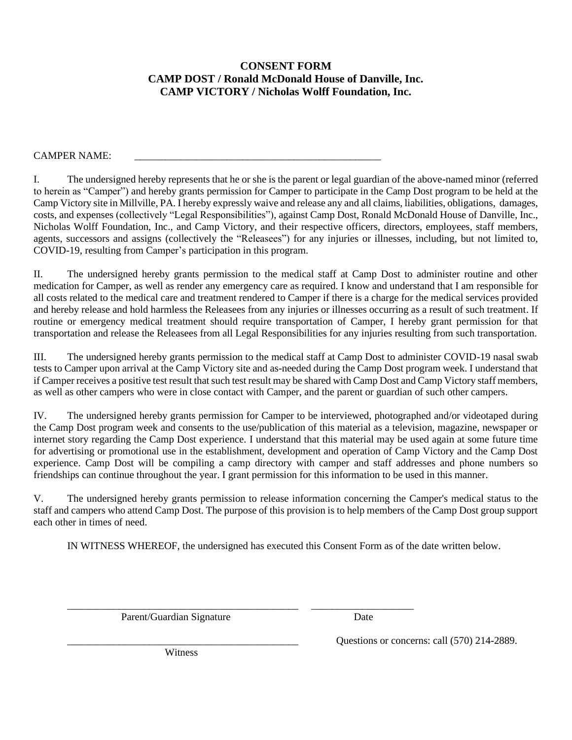# CONSENT FORM
## CAMP DOST / Ronald McDonald House of Danville, Inc.
## CAMP VICTORY / Nicholas Wolff Foundation, Inc.

CAMPER NAME: ____________________________________________________

I. The undersigned hereby represents that he or she is the parent or legal guardian of the above-named minor (referred to herein as "Camper") and hereby grants permission for Camper to participate in the Camp Dost program to be held at the Camp Victory site in Millville, PA. I hereby expressly waive and release any and all claims, liabilities, obligations, damages, costs, and expenses (collectively "Legal Responsibilities"), against Camp Dost, Ronald McDonald House of Danville, Inc., Nicholas Wolff Foundation, Inc., and Camp Victory, and their respective officers, directors, employees, staff members, agents, successors and assigns (collectively the "Releasees") for any injuries or illnesses, including, but not limited to, COVID-19, resulting from Camper's participation in this program.

II. The undersigned hereby grants permission to the medical staff at Camp Dost to administer routine and other medication for Camper, as well as render any emergency care as required. I know and understand that I am responsible for all costs related to the medical care and treatment rendered to Camper if there is a charge for the medical services provided and hereby release and hold harmless the Releasees from any injuries or illnesses occurring as a result of such treatment. If routine or emergency medical treatment should require transportation of Camper, I hereby grant permission for that transportation and release the Releasees from all Legal Responsibilities for any injuries resulting from such transportation.

III. The undersigned hereby grants permission to the medical staff at Camp Dost to administer COVID-19 nasal swab tests to Camper upon arrival at the Camp Victory site and as-needed during the Camp Dost program week. I understand that if Camper receives a positive test result that such test result may be shared with Camp Dost and Camp Victory staff members, as well as other campers who were in close contact with Camper, and the parent or guardian of such other campers.

IV. The undersigned hereby grants permission for Camper to be interviewed, photographed and/or videotaped during the Camp Dost program week and consents to the use/publication of this material as a television, magazine, newspaper or internet story regarding the Camp Dost experience. I understand that this material may be used again at some future time for advertising or promotional use in the establishment, development and operation of Camp Victory and the Camp Dost experience. Camp Dost will be compiling a camp directory with camper and staff addresses and phone numbers so friendships can continue throughout the year. I grant permission for this information to be used in this manner.

V. The undersigned hereby grants permission to release information concerning the Camper's medical status to the staff and campers who attend Camp Dost. The purpose of this provision is to help members of the Camp Dost group support each other in times of need.

IN WITNESS WHEREOF, the undersigned has executed this Consent Form as of the date written below.

_______________________________________________ ____________________

Parent/Guardian Signature Date

_______________________________________________

Witness

Questions or concerns: call (570) 214-2889.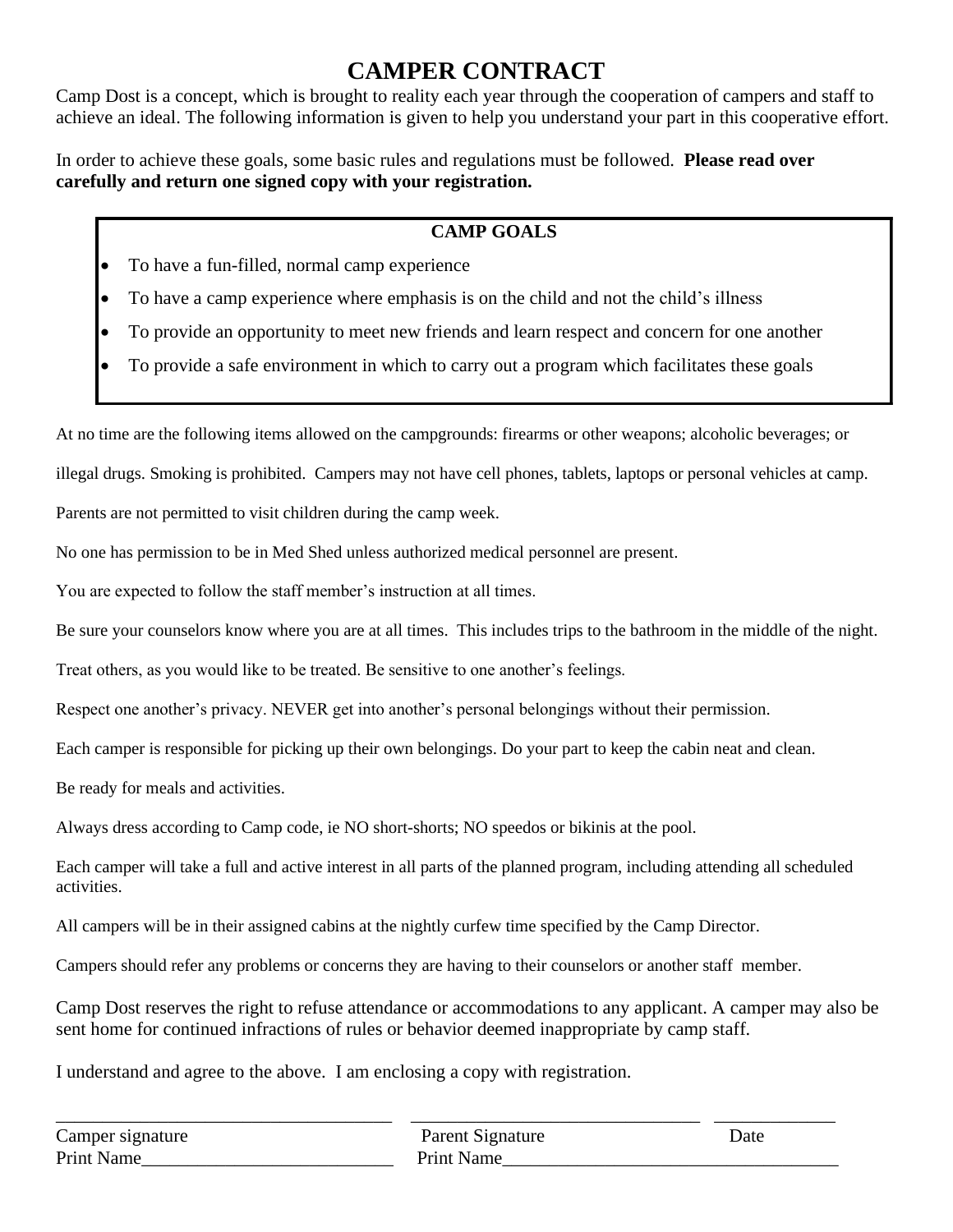# CAMPER CONTRACT

Camp Dost is a concept, which is brought to reality each year through the cooperation of campers and staff to achieve an ideal. The following information is given to help you understand your part in this cooperative effort.

In order to achieve these goals, some basic rules and regulations must be followed. **Please read over carefully and return one signed copy with your registration.**

**CAMP GOALS**

- To have a fun-filled, normal camp experience
- To have a camp experience where emphasis is on the child and not the child's illness
- To provide an opportunity to meet new friends and learn respect and concern for one another
- To provide a safe environment in which to carry out a program which facilitates these goals

At no time are the following items allowed on the campgrounds: firearms or other weapons; alcoholic beverages; or illegal drugs. Smoking is prohibited. Campers may not have cell phones, tablets, laptops or personal vehicles at camp.

Parents are not permitted to visit children during the camp week.

No one has permission to be in Med Shed unless authorized medical personnel are present.

You are expected to follow the staff member's instruction at all times.

Be sure your counselors know where you are at all times. This includes trips to the bathroom in the middle of the night.

Treat others, as you would like to be treated. Be sensitive to one another's feelings.

Respect one another's privacy. NEVER get into another's personal belongings without their permission.

Each camper is responsible for picking up their own belongings. Do your part to keep the cabin neat and clean.

Be ready for meals and activities.

Always dress according to Camp code, ie NO short-shorts; NO speedos or bikinis at the pool.

Each camper will take a full and active interest in all parts of the planned program, including attending all scheduled activities.

All campers will be in their assigned cabins at the nightly curfew time specified by the Camp Director.

Campers should refer any problems or concerns they are having to their counselors or another staff member.

Camp Dost reserves the right to refuse attendance or accommodations to any applicant. A camper may also be sent home for continued infractions of rules or behavior deemed inappropriate by camp staff.

I understand and agree to the above. I am enclosing a copy with registration.

_______________________________ _______________________________ ____________

Camp­er signature Parent Signature Date

Print Name___________________________ Print Name___________________________________